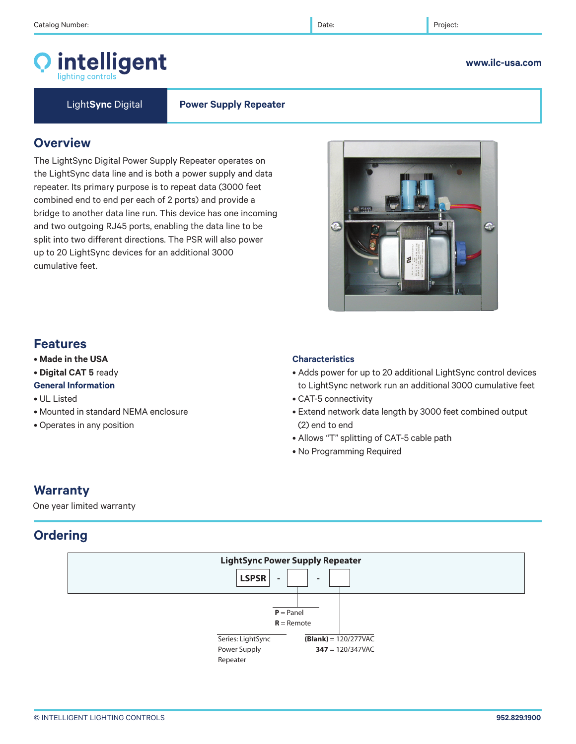Catalog Number: | Date: | Project:

# intelligent
lighting controls

www.ilc-usa.com

**LightSync Digital** | **Power Supply Repeater**

## Overview

The LightSync Digital Power Supply Repeater operates on the LightSync data line and is both a power supply and data repeater. Its primary purpose is to repeat data (3000 feet combined end to end per each of 2 ports) and provide a bridge to another data line run. This device has one incoming and two outgoing RJ45 ports, enabling the data line to be split into two different directions. The PSR will also power up to 20 LightSync devices for an additional 3000 cumulative feet.

## Features

- **Made in the USA**
- **Digital CAT 5** ready

### General Information

- UL Listed
- Mounted in standard NEMA enclosure
- Operates in any position

### Characteristics

- Adds power for up to 20 additional LightSync control devices to LightSync network run an additional 3000 cumulative feet
- CAT-5 connectivity
- Extend network data length by 3000 feet combined output (2) end to end
- Allows "T" splitting of CAT-5 cable path
- No Programming Required

## Warranty

One year limited warranty

## Ordering

**LightSync Power Supply Repeater**

**LSPSR** - [ ] - [ ]

- Series: LightSync Power Supply Repeater
- **P** = Panel, **R** = Remote
- **(Blank)** = 120/277VAC, **347** = 120/347VAC

© INTELLIGENT LIGHTING CONTROLS | 952.829.1900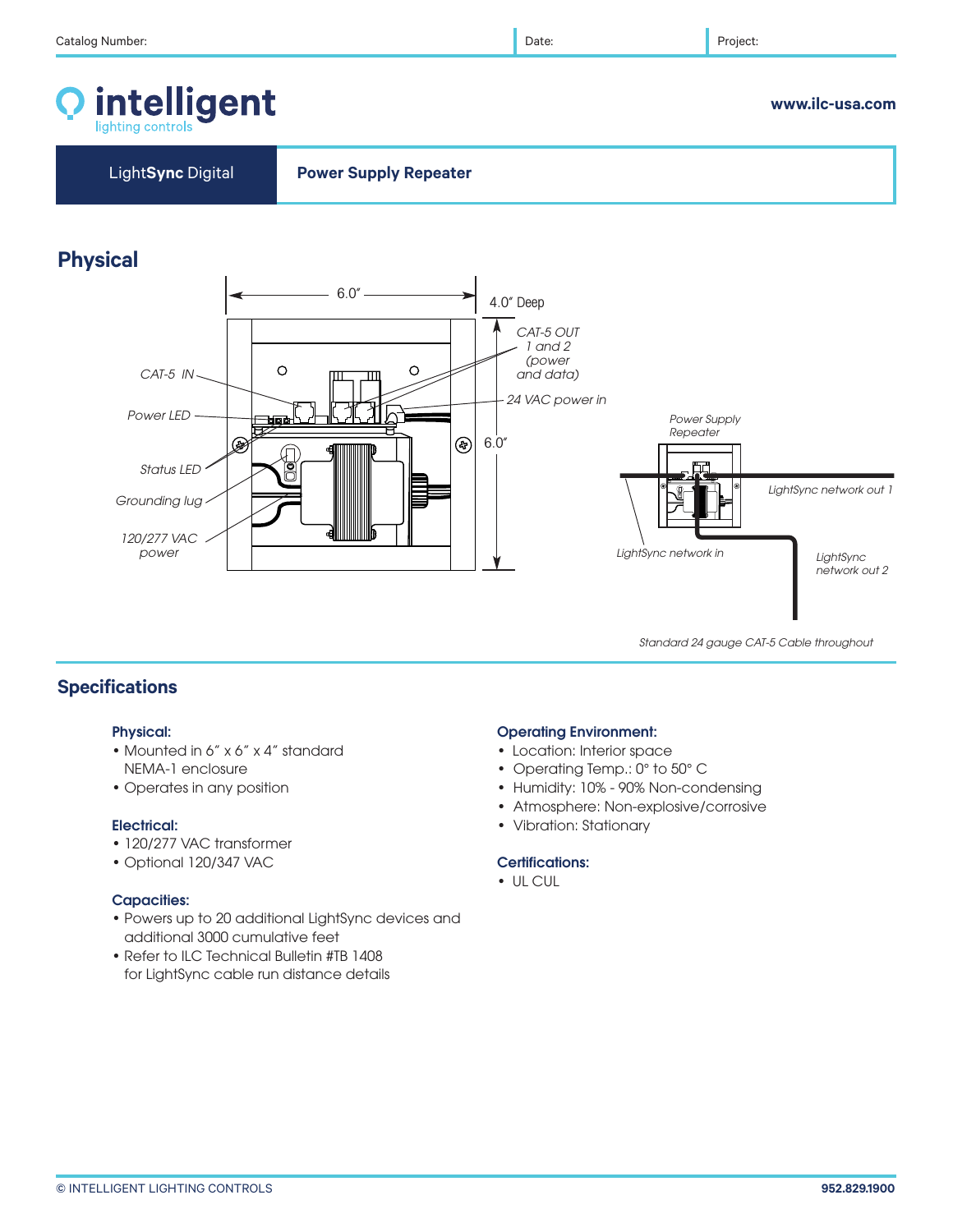Catalog Number: | Date: | Project:

# intelligent
lighting controls

**www.ilc-usa.com**

LightSync Digital | **Power Supply Repeater**

## Physical

6.0″
4.0″ Deep
CAT-5 OUT 1 and 2 (power and data)
CAT-5 IN
24 VAC power in
Power LED
6.0″
Status LED
Grounding lug
120/277 VAC power

Power Supply Repeater
LightSync network out 1
LightSync network in
LightSync network out 2

*Standard 24 gauge CAT-5 Cable throughout*

## Specifications

**Physical:**
- Mounted in 6″ x 6″ x 4″ standard NEMA-1 enclosure
- Operates in any position

**Electrical:**
- 120/277 VAC transformer
- Optional 120/347 VAC

**Capacities:**
- Powers up to 20 additional LightSync devices and additional 3000 cumulative feet
- Refer to ILC Technical Bulletin #TB 1408 for LightSync cable run distance details

**Operating Environment:**
- Location: Interior space
- Operating Temp.: 0° to 50° C
- Humidity: 10% - 90% Non-condensing
- Atmosphere: Non-explosive/corrosive
- Vibration: Stationary

**Certifications:**
- UL CUL

© INTELLIGENT LIGHTING CONTROLS | 952.829.1900